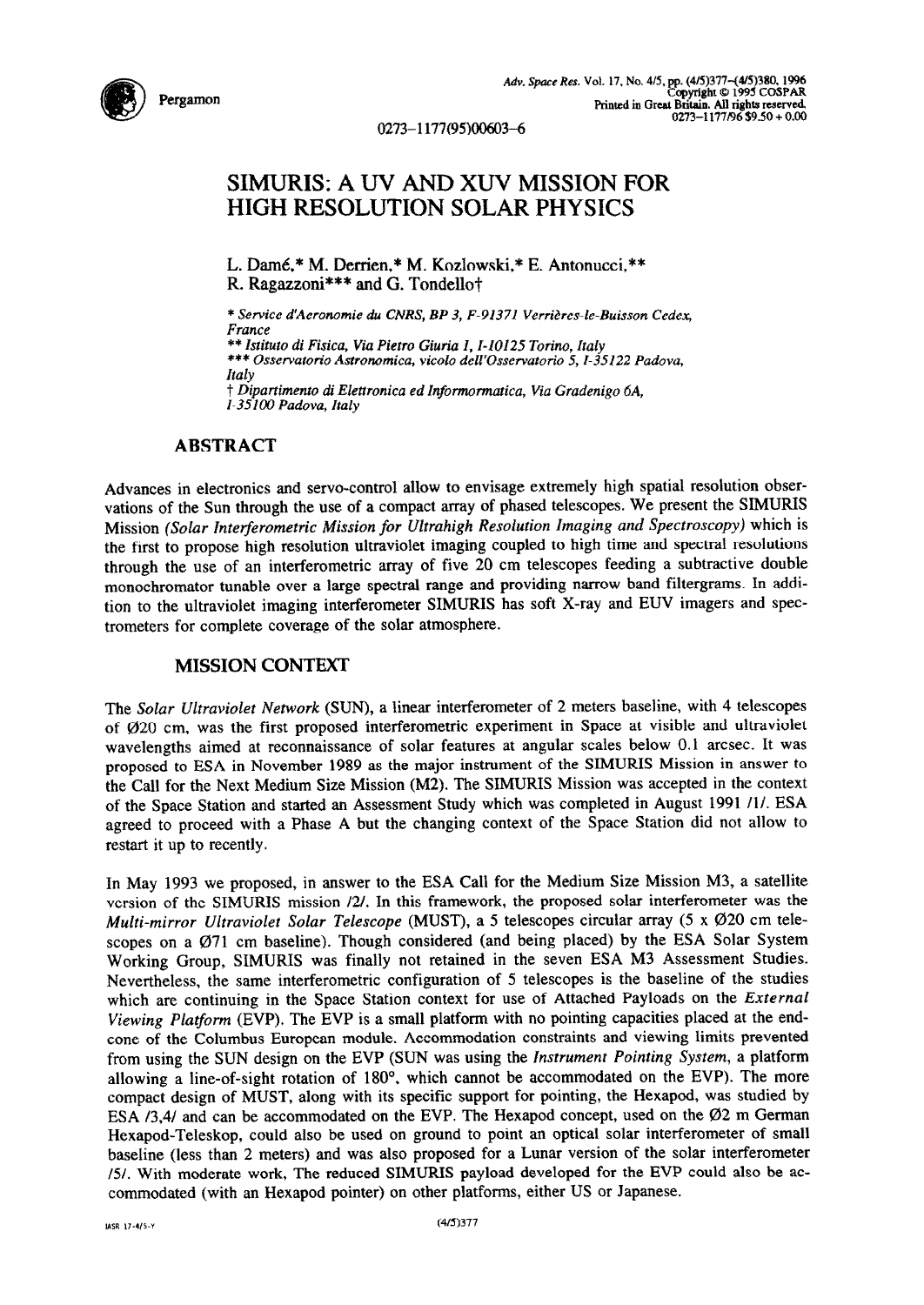# SIMURIS: A UV AND XUV MISSION FOR HIGH RESOLUTION SOLAR PHYSICS

L. Damé,* M. Derrien,* M. Kozlowski,* E. Antonucci,** R. Ragazzoni*** and G. Tondello†

\* *Service d'Aeronomie du CNRS, BP 3, F-91371 Verrières-le-Buisson Cedex, France*
\*\* *Istituto di Fisica, Via Pietro Giuria 1, I-10125 Torino, Italy*
\*\*\* *Osservatorio Astronomica, vicolo dell'Osservatorio 5, I-35122 Padova, Italy*
† *Dipartimento di Elettronica ed Informormatica, Via Gradenigo 6A, I-35100 Padova, Italy*

## ABSTRACT

Advances in electronics and servo-control allow to envisage extremely high spatial resolution observations of the Sun through the use of a compact array of phased telescopes. We present the SIMURIS Mission *(Solar Interferometric Mission for Ultrahigh Resolution Imaging and Spectroscopy)* which is the first to propose high resolution ultraviolet imaging coupled to high time and spectral resolutions through the use of an interferometric array of five 20 cm telescopes feeding a subtractive double monochromator tunable over a large spectral range and providing narrow band filtergrams. In addition to the ultraviolet imaging interferometer SIMURIS has soft X-ray and EUV imagers and spectrometers for complete coverage of the solar atmosphere.

## MISSION CONTEXT

The *Solar Ultraviolet Network* (SUN), a linear interferometer of 2 meters baseline, with 4 telescopes of Ø20 cm, was the first proposed interferometric experiment in Space at visible and ultraviolet wavelengths aimed at reconnaissance of solar features at angular scales below 0.1 arcsec. It was proposed to ESA in November 1989 as the major instrument of the SIMURIS Mission in answer to the Call for the Next Medium Size Mission (M2). The SIMURIS Mission was accepted in the context of the Space Station and started an Assessment Study which was completed in August 1991 /1/. ESA agreed to proceed with a Phase A but the changing context of the Space Station did not allow to restart it up to recently.

In May 1993 we proposed, in answer to the ESA Call for the Medium Size Mission M3, a satellite version of the SIMURIS mission /2/. In this framework, the proposed solar interferometer was the *Multi-mirror Ultraviolet Solar Telescope* (MUST), a 5 telescopes circular array (5 x Ø20 cm telescopes on a Ø71 cm baseline). Though considered (and being placed) by the ESA Solar System Working Group, SIMURIS was finally not retained in the seven ESA M3 Assessment Studies. Nevertheless, the same interferometric configuration of 5 telescopes is the baseline of the studies which are continuing in the Space Station context for use of Attached Payloads on the *External Viewing Platform* (EVP). The EVP is a small platform with no pointing capacities placed at the end-cone of the Columbus European module. Accommodation constraints and viewing limits prevented from using the SUN design on the EVP (SUN was using the *Instrument Pointing System*, a platform allowing a line-of-sight rotation of 180°, which cannot be accommodated on the EVP). The more compact design of MUST, along with its specific support for pointing, the Hexapod, was studied by ESA /3,4/ and can be accommodated on the EVP. The Hexapod concept, used on the Ø2 m German Hexapod-Teleskop, could also be used on ground to point an optical solar interferometer of small baseline (less than 2 meters) and was also proposed for a Lunar version of the solar interferometer /5/. With moderate work, The reduced SIMURIS payload developed for the EVP could also be accommodated (with an Hexapod pointer) on other platforms, either US or Japanese.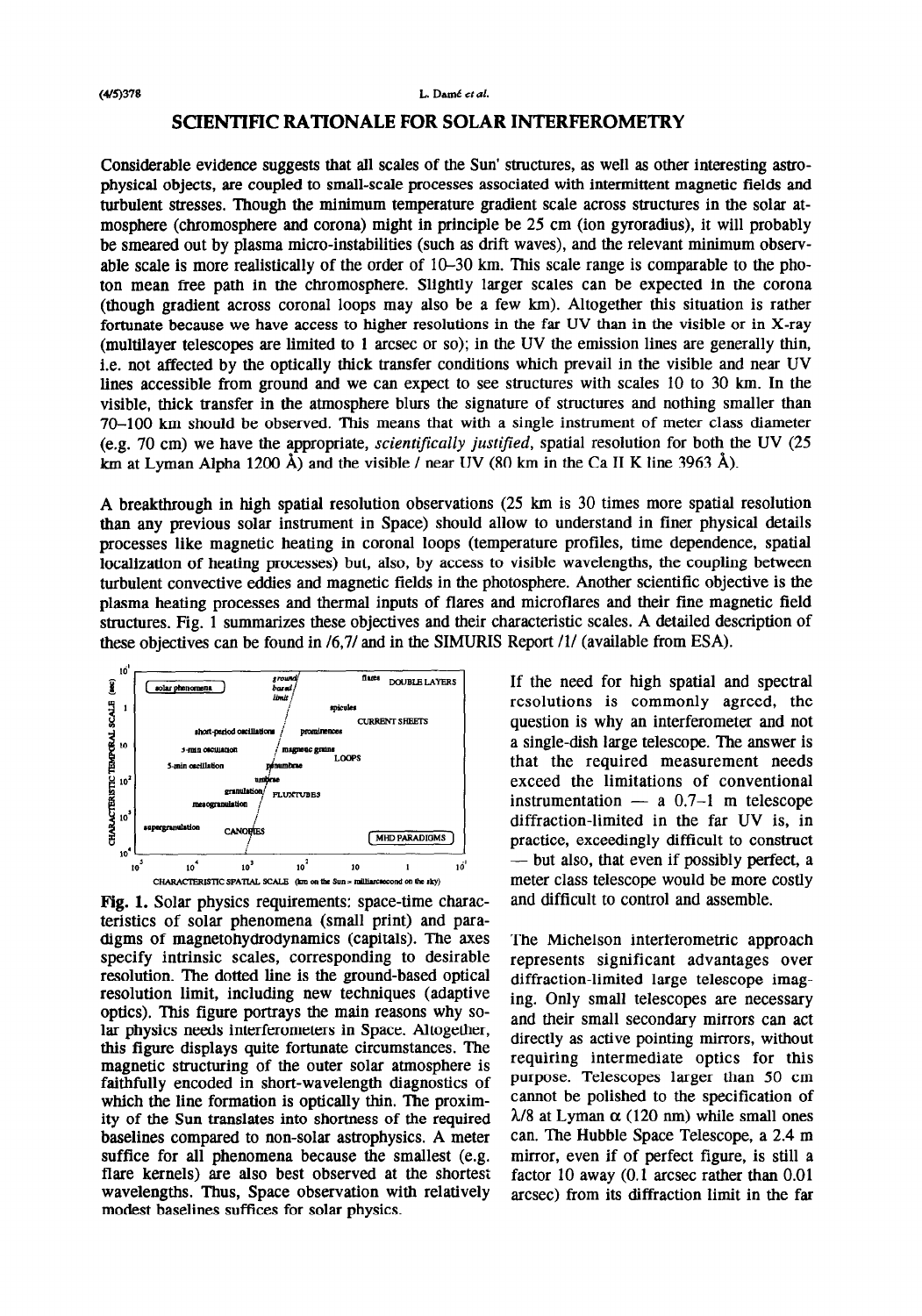## SCIENTIFIC RATIONALE FOR SOLAR INTERFEROMETRY

Considerable evidence suggests that all scales of the Sun' structures, as well as other interesting astrophysical objects, are coupled to small-scale processes associated with intermittent magnetic fields and turbulent stresses. Though the minimum temperature gradient scale across structures in the solar atmosphere (chromosphere and corona) might in principle be 25 cm (ion gyroradius), it will probably be smeared out by plasma micro-instabilities (such as drift waves), and the relevant minimum observable scale is more realistically of the order of 10–30 km. This scale range is comparable to the photon mean free path in the chromosphere. Slightly larger scales can be expected in the corona (though gradient across coronal loops may also be a few km). Altogether this situation is rather fortunate because we have access to higher resolutions in the far UV than in the visible or in X-ray (multilayer telescopes are limited to 1 arcsec or so); in the UV the emission lines are generally thin, i.e. not affected by the optically thick transfer conditions which prevail in the visible and near UV lines accessible from ground and we can expect to see structures with scales 10 to 30 km. In the visible, thick transfer in the atmosphere blurs the signature of structures and nothing smaller than 70–100 km should be observed. This means that with a single instrument of meter class diameter (e.g. 70 cm) we have the appropriate, *scientifically justified*, spatial resolution for both the UV (25 km at Lyman Alpha 1200 Å) and the visible / near UV (80 km in the Ca II K line 3963 Å).

A breakthrough in high spatial resolution observations (25 km is 30 times more spatial resolution than any previous solar instrument in Space) should allow to understand in finer physical details processes like magnetic heating in coronal loops (temperature profiles, time dependence, spatial localization of heating processes) but, also, by access to visible wavelengths, the coupling between turbulent convective eddies and magnetic fields in the photosphere. Another scientific objective is the plasma heating processes and thermal inputs of flares and microflares and their fine magnetic field structures. Fig. 1 summarizes these objectives and their characteristic scales. A detailed description of these objectives can be found in /6,7/ and in the SIMURIS Report /1/ (available from ESA).

solar phenomena
ground based limit
flares
DOUBLE LAYERS
spicules
CURRENT SHEETS
short-period oscillations
prominences
3-min oscillation
magnetic grains
LOOPS
5-min oscillation
penumbrae
umbrae
granulation
FLUXTUBES
mesogranulation
supergranulation
CANOPIES
MHD PARADIGMS
CHARACTERISTIC TEMPORAL SCALE (sec)
$10^{5}$ $10^{4}$ $10^{3}$ $10^{2}$ $10$ $1$ $10^{1}$
$10^{1}$ $1$ $10$ $10^{2}$ $10^{3}$ $10^{4}$
CHARACTERISTIC SPATIAL SCALE (km on the Sun = milliarcsecond on the sky)

**Fig. 1.** Solar physics requirements: space-time characteristics of solar phenomena (small print) and paradigms of magnetohydrodynamics (capitals). The axes specify intrinsic scales, corresponding to desirable resolution. The dotted line is the ground-based optical resolution limit, including new techniques (adaptive optics). This figure portrays the main reasons why solar physics needs interferometers in Space. Altogether, this figure displays quite fortunate circumstances. The magnetic structuring of the outer solar atmosphere is faithfully encoded in short-wavelength diagnostics of which the line formation is optically thin. The proximity of the Sun translates into shortness of the required baselines compared to non-solar astrophysics. A meter suffice for all phenomena because the smallest (e.g. flare kernels) are also best observed at the shortest wavelengths. Thus, Space observation with relatively modest baselines suffices for solar physics.

If the need for high spatial and spectral resolutions is commonly agreed, the question is why an interferometer and not a single-dish large telescope. The answer is that the required measurement needs exceed the limitations of conventional instrumentation — a 0.7–1 m telescope diffraction-limited in the far UV is, in practice, exceedingly difficult to construct — but also, that even if possibly perfect, a meter class telescope would be more costly and difficult to control and assemble.

The Michelson interferometric approach represents significant advantages over diffraction-limited large telescope imaging. Only small telescopes are necessary and their small secondary mirrors can act directly as active pointing mirrors, without requiring intermediate optics for this purpose. Telescopes larger than 50 cm cannot be polished to the specification of $\lambda/8$ at Lyman $\alpha$ (120 nm) while small ones can. The Hubble Space Telescope, a 2.4 m mirror, even if of perfect figure, is still a factor 10 away (0.1 arcsec rather than 0.01 arcsec) from its diffraction limit in the far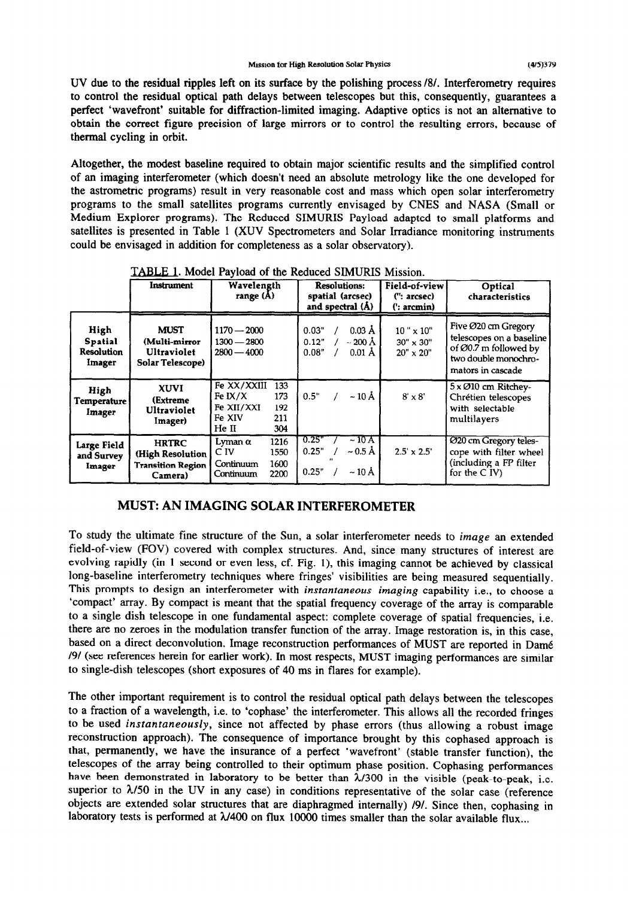UV due to the residual ripples left on its surface by the polishing process /8/. Interferometry requires to control the residual optical path delays between telescopes but this, consequently, guarantees a perfect 'wavefront' suitable for diffraction-limited imaging. Adaptive optics is not an alternative to obtain the correct figure precision of large mirrors or to control the resulting errors, because of thermal cycling in orbit.

Altogether, the modest baseline required to obtain major scientific results and the simplified control of an imaging interferometer (which doesn't need an absolute metrology like the one developed for the astrometric programs) result in very reasonable cost and mass which open solar interferometry programs to the small satellites programs currently envisaged by CNES and NASA (Small or Medium Explorer programs). The Reduced SIMURIS Payload adapted to small platforms and satellites is presented in Table 1 (XUV Spectrometers and Solar Irradiance monitoring instruments could be envisaged in addition for completeness as a solar observatory).

TABLE 1. Model Payload of the Reduced SIMURIS Mission.

| | Instrument | Wavelength range (Å) | Resolutions: spatial (arcsec) and spectral (Å) | Field-of-view (": arcsec) (': arcmin) | Optical characteristics |
|---|---|---|---|---|---|
| **High Spatial Resolution Imager** | **MUST (Multi-mirror Ultraviolet Solar Telescope)** | 1170 — 2000<br>1300 — 2800<br>2800 — 4000 | 0.03" / 0.03 Å<br>0.12" / ~ 200 Å<br>0.08" / 0.01 Å | 10 " x 10"<br>30" x 30"<br>20" x 20" | Five Ø20 cm Gregory telescopes on a baseline of Ø0.7 m followed by two double monochromators in cascade |
| **High Temperature Imager** | **XUVI (Extreme Ultraviolet Imager)** | Fe XX/XXIII 133<br>Fe IX/X 173<br>Fe XII/XXI 192<br>Fe XIV 211<br>He II 304 | 0.5" / ~ 10 Å | 8' x 8' | 5 x Ø10 cm Ritchey-Chrétien telescopes with selectable multilayers |
| **Large Field and Survey Imager** | **HRTRC (High Resolution Transition Region Camera)** | Lyman α 1216<br>C IV 1550<br>Continuum 1600<br>Continuum 2200 | 0.25" / ~ 10 Å<br>0.25" / ~ 0.5 Å<br>"<br>0.25" / ~ 10 Å | 2.5' x 2.5' | Ø20 cm Gregory telescope with filter wheel (including a FP filter for the C IV) |

## MUST: AN IMAGING SOLAR INTERFEROMETER

To study the ultimate fine structure of the Sun, a solar interferometer needs to *image* an extended field-of-view (FOV) covered with complex structures. And, since many structures of interest are evolving rapidly (in 1 second or even less, cf. Fig. 1), this imaging cannot be achieved by classical long-baseline interferometry techniques where fringes' visibilities are being measured sequentially. This prompts to design an interferometer with *instantaneous imaging* capability i.e., to choose a 'compact' array. By compact is meant that the spatial frequency coverage of the array is comparable to a single dish telescope in one fundamental aspect: complete coverage of spatial frequencies, i.e. there are no zeroes in the modulation transfer function of the array. Image restoration is, in this case, based on a direct deconvolution. Image reconstruction performances of MUST are reported in Damé /9/ (see references herein for earlier work). In most respects, MUST imaging performances are similar to single-dish telescopes (short exposures of 40 ms in flares for example).

The other important requirement is to control the residual optical path delays between the telescopes to a fraction of a wavelength, i.e. to 'cophase' the interferometer. This allows all the recorded fringes to be used *instantaneously*, since not affected by phase errors (thus allowing a robust image reconstruction approach). The consequence of importance brought by this cophased approach is that, permanently, we have the insurance of a perfect 'wavefront' (stable transfer function), the telescopes of the array being controlled to their optimum phase position. Cophasing performances have been demonstrated in laboratory to be better than $\lambda/300$ in the visible (peak-to-peak, i.e. superior to $\lambda/50$ in the UV in any case) in conditions representative of the solar case (reference objects are extended solar structures that are diaphragmed internally) /9/. Since then, cophasing in laboratory tests is performed at $\lambda/400$ on flux 10000 times smaller than the solar available flux...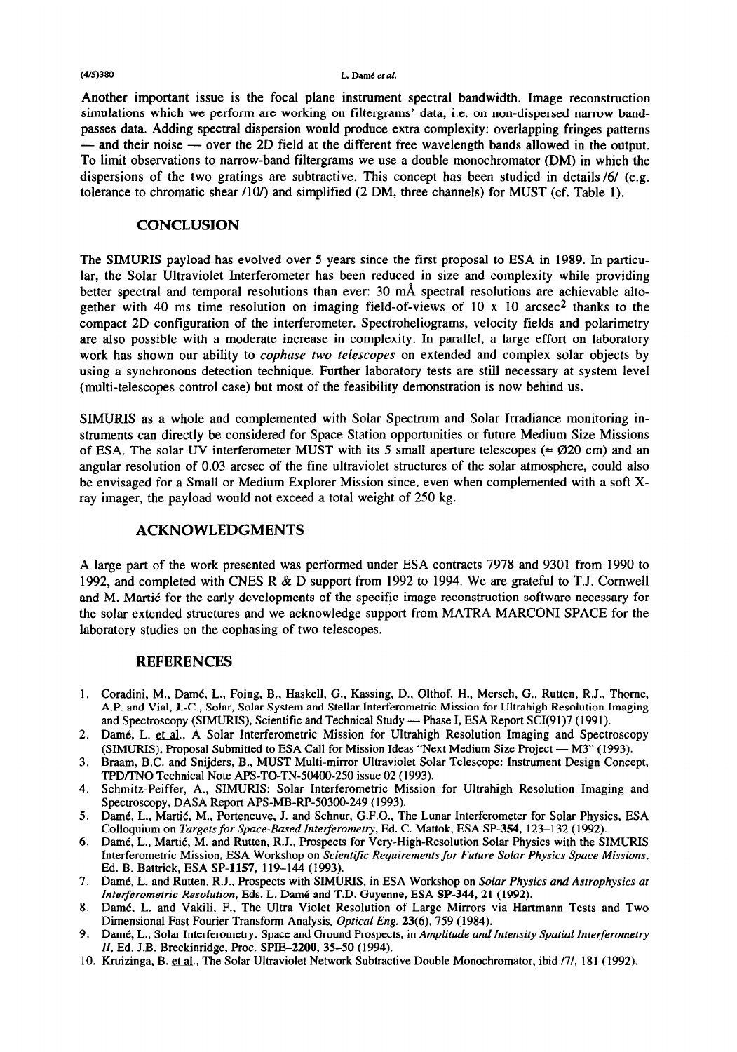Another important issue is the focal plane instrument spectral bandwidth. Image reconstruction simulations which we perform are working on filtergrams' data, i.e. on non-dispersed narrow band-passes data. Adding spectral dispersion would produce extra complexity: overlapping fringes patterns — and their noise — over the 2D field at the different free wavelength bands allowed in the output. To limit observations to narrow-band filtergrams we use a double monochromator (DM) in which the dispersions of the two gratings are subtractive. This concept has been studied in details /6/ (e.g. tolerance to chromatic shear /10/) and simplified (2 DM, three channels) for MUST (cf. Table 1).

## CONCLUSION

The SIMURIS payload has evolved over 5 years since the first proposal to ESA in 1989. In particular, the Solar Ultraviolet Interferometer has been reduced in size and complexity while providing better spectral and temporal resolutions than ever: 30 mÅ spectral resolutions are achievable altogether with 40 ms time resolution on imaging field-of-views of 10 x 10 arcsec$^2$ thanks to the compact 2D configuration of the interferometer. Spectroheliograms, velocity fields and polarimetry are also possible with a moderate increase in complexity. In parallel, a large effort on laboratory work has shown our ability to *cophase two telescopes* on extended and complex solar objects by using a synchronous detection technique. Further laboratory tests are still necessary at system level (multi-telescopes control case) but most of the feasibility demonstration is now behind us.

SIMURIS as a whole and complemented with Solar Spectrum and Solar Irradiance monitoring instruments can directly be considered for Space Station opportunities or future Medium Size Missions of ESA. The solar UV interferometer MUST with its 5 small aperture telescopes (≈ Ø20 cm) and an angular resolution of 0.03 arcsec of the fine ultraviolet structures of the solar atmosphere, could also be envisaged for a Small or Medium Explorer Mission since, even when complemented with a soft X-ray imager, the payload would not exceed a total weight of 250 kg.

## ACKNOWLEDGMENTS

A large part of the work presented was performed under ESA contracts 7978 and 9301 from 1990 to 1992, and completed with CNES R & D support from 1992 to 1994. We are grateful to T.J. Cornwell and M. Martić for the early developments of the specific image reconstruction software necessary for the solar extended structures and we acknowledge support from MATRA MARCONI SPACE for the laboratory studies on the cophasing of two telescopes.

## REFERENCES

1. Coradini, M., Damé, L., Foing, B., Haskell, G., Kassing, D., Olthof, H., Mersch, G., Rutten, R.J., Thorne, A.P. and Vial, J.-C., Solar, Solar System and Stellar Interferometric Mission for Ultrahigh Resolution Imaging and Spectroscopy (SIMURIS), Scientific and Technical Study — Phase I, ESA Report SCI(91)7 (1991).
2. Damé, L. et al., A Solar Interferometric Mission for Ultrahigh Resolution Imaging and Spectroscopy (SIMURIS), Proposal Submitted to ESA Call for Mission Ideas "Next Medium Size Project — M3" (1993).
3. Braam, B.C. and Snijders, B., MUST Multi-mirror Ultraviolet Solar Telescope: Instrument Design Concept, TPD/TNO Technical Note APS-TO-TN-50400-250 issue 02 (1993).
4. Schmitz-Peiffer, A., SIMURIS: Solar Interferometric Mission for Ultrahigh Resolution Imaging and Spectroscopy, DASA Report APS-MB-RP-50300-249 (1993).
5. Damé, L., Martić, M., Porteneuve, J. and Schnur, G.F.O., The Lunar Interferometer for Solar Physics, ESA Colloquium on *Targets for Space-Based Interferometry*, Ed. C. Mattok, ESA SP-**354**, 123–132 (1992).
6. Damé, L., Martić, M. and Rutten, R.J., Prospects for Very-High-Resolution Solar Physics with the SIMURIS Interferometric Mission, ESA Workshop on *Scientific Requirements for Future Solar Physics Space Missions*, Ed. B. Battrick, ESA SP-**1157**, 119–144 (1993).
7. Damé, L. and Rutten, R.J., Prospects with SIMURIS, in ESA Workshop on *Solar Physics and Astrophysics at Interferometric Resolution*, Eds. L. Damé and T.D. Guyenne, ESA **SP-344**, 21 (1992).
8. Damé, L. and Vakili, F., The Ultra Violet Resolution of Large Mirrors via Hartmann Tests and Two Dimensional Fast Fourier Transform Analysis, *Optical Eng.* **23**(6), 759 (1984).
9. Damé, L., Solar Interferometry: Space and Ground Prospects, in *Amplitude and Intensity Spatial Interferometry II*, Ed. J.B. Breckinridge, Proc. SPIE-**2200**, 35–50 (1994).
10. Kruizinga, B. et al., The Solar Ultraviolet Network Subtractive Double Monochromator, ibid /7/, 181 (1992).